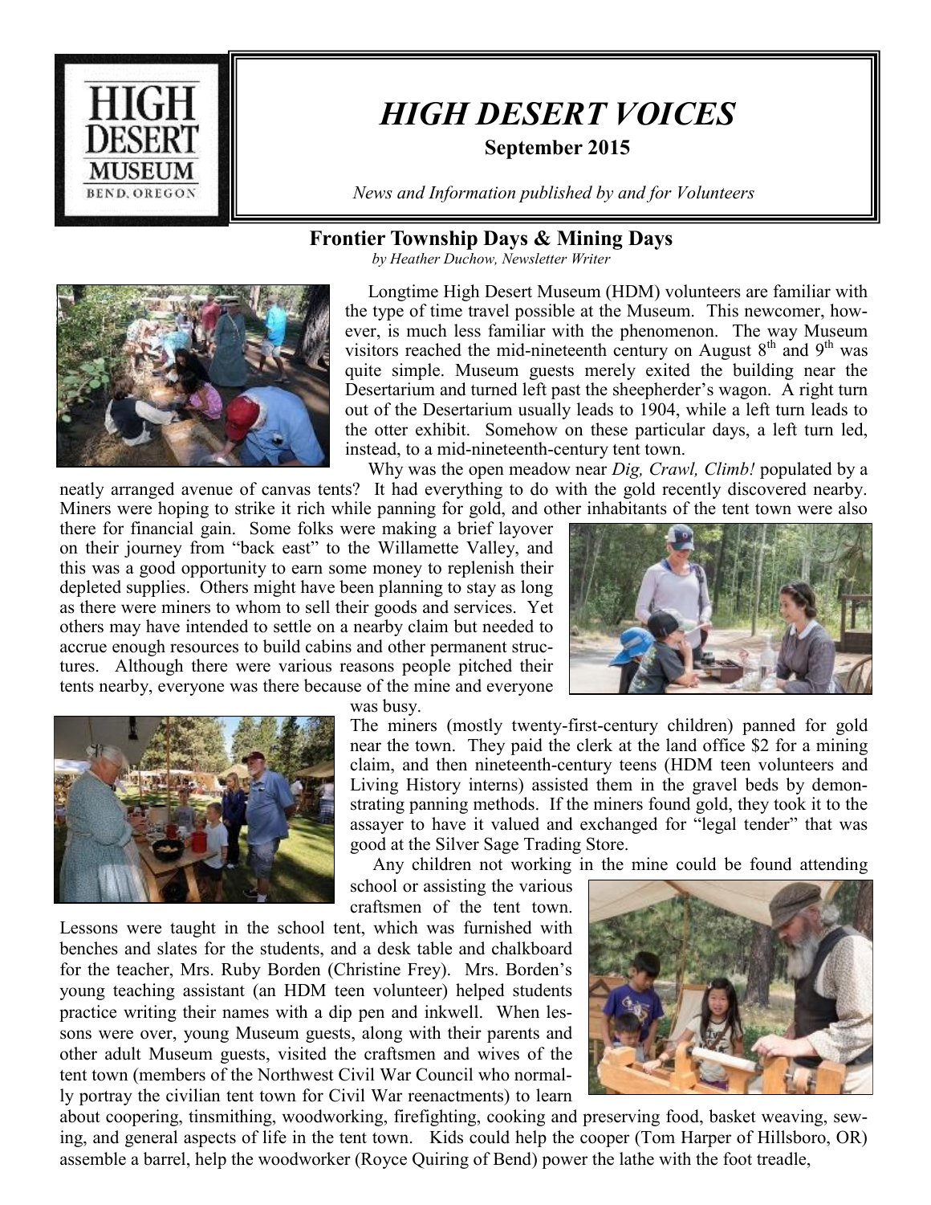# HIGH DESERT VOICES

**September 2015**

*News and Information published by and for Volunteers*

## Frontier Township Days & Mining Days

*by Heather Duchow, Newsletter Writer*

Longtime High Desert Museum (HDM) volunteers are familiar with the type of time travel possible at the Museum. This newcomer, however, is much less familiar with the phenomenon. The way Museum visitors reached the mid-nineteenth century on August 8th and 9th was quite simple. Museum guests merely exited the building near the Desertarium and turned left past the sheepherder's wagon. A right turn out of the Desertarium usually leads to 1904, while a left turn leads to the otter exhibit. Somehow on these particular days, a left turn led, instead, to a mid-nineteenth-century tent town.

Why was the open meadow near *Dig, Crawl, Climb!* populated by a neatly arranged avenue of canvas tents? It had everything to do with the gold recently discovered nearby. Miners were hoping to strike it rich while panning for gold, and other inhabitants of the tent town were also there for financial gain. Some folks were making a brief layover on their journey from "back east" to the Willamette Valley, and this was a good opportunity to earn some money to replenish their depleted supplies. Others might have been planning to stay as long as there were miners to whom to sell their goods and services. Yet others may have intended to settle on a nearby claim but needed to accrue enough resources to build cabins and other permanent structures. Although there were various reasons people pitched their tents nearby, everyone was there because of the mine and everyone was busy.

The miners (mostly twenty-first-century children) panned for gold near the town. They paid the clerk at the land office $2 for a mining claim, and then nineteenth-century teens (HDM teen volunteers and Living History interns) assisted them in the gravel beds by demonstrating panning methods. If the miners found gold, they took it to the assayer to have it valued and exchanged for "legal tender" that was good at the Silver Sage Trading Store.

Any children not working in the mine could be found attending school or assisting the various craftsmen of the tent town. Lessons were taught in the school tent, which was furnished with benches and slates for the students, and a desk table and chalkboard for the teacher, Mrs. Ruby Borden (Christine Frey). Mrs. Borden's young teaching assistant (an HDM teen volunteer) helped students practice writing their names with a dip pen and inkwell. When lessons were over, young Museum guests, along with their parents and other adult Museum guests, visited the craftsmen and wives of the tent town (members of the Northwest Civil War Council who normally portray the civilian tent town for Civil War reenactments) to learn about coopering, tinsmithing, woodworking, firefighting, cooking and preserving food, basket weaving, sewing, and general aspects of life in the tent town. Kids could help the cooper (Tom Harper of Hillsboro, OR) assemble a barrel, help the woodworker (Royce Quiring of Bend) power the lathe with the foot treadle,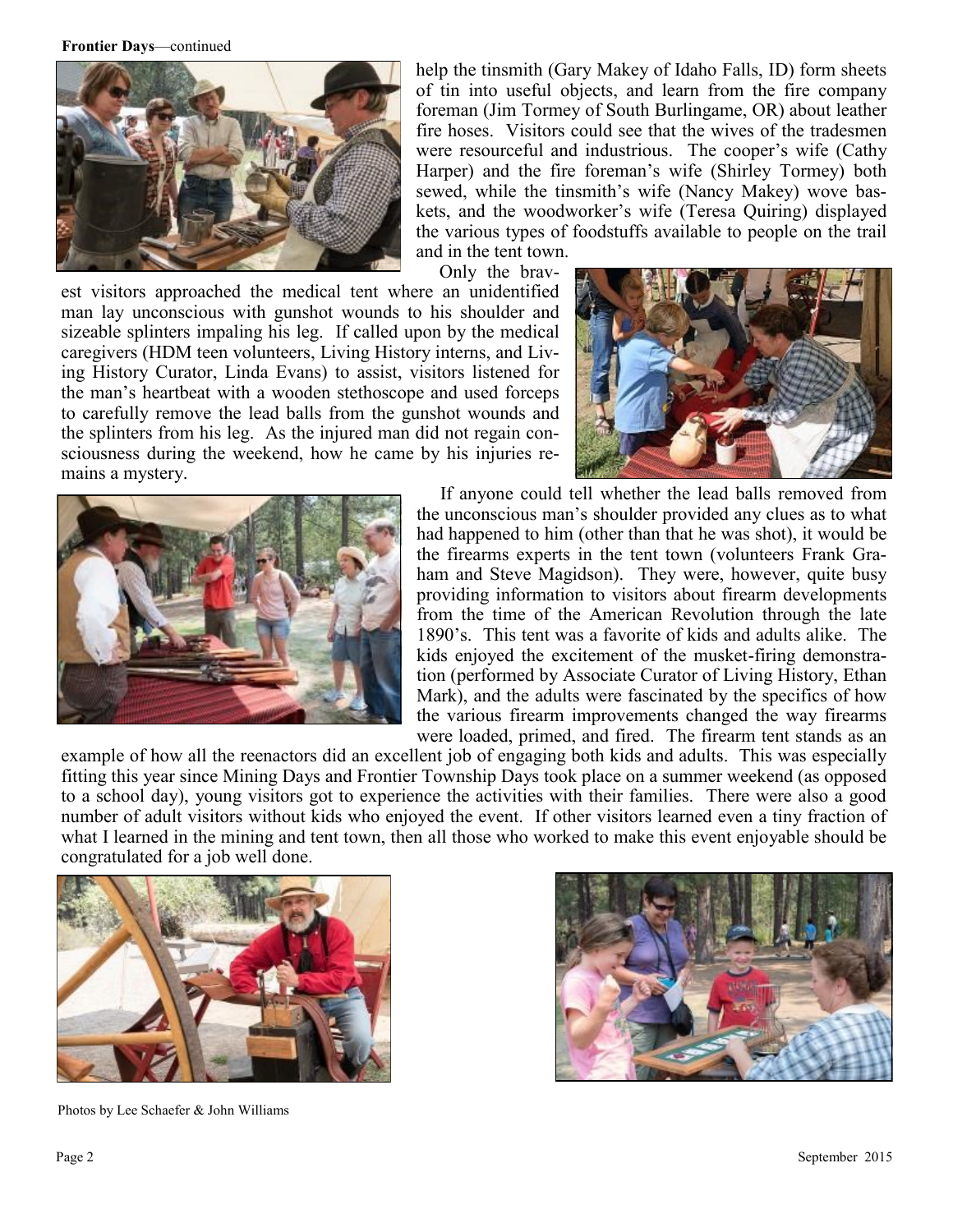**Frontier Days**—continued

help the tinsmith (Gary Makey of Idaho Falls, ID) form sheets of tin into useful objects, and learn from the fire company foreman (Jim Tormey of South Burlingame, OR) about leather fire hoses. Visitors could see that the wives of the tradesmen were resourceful and industrious. The cooper's wife (Cathy Harper) and the fire foreman's wife (Shirley Tormey) both sewed, while the tinsmith's wife (Nancy Makey) wove baskets, and the woodworker's wife (Teresa Quiring) displayed the various types of foodstuffs available to people on the trail and in the tent town.

Only the bravest visitors approached the medical tent where an unidentified man lay unconscious with gunshot wounds to his shoulder and sizeable splinters impaling his leg. If called upon by the medical caregivers (HDM teen volunteers, Living History interns, and Living History Curator, Linda Evans) to assist, visitors listened for the man's heartbeat with a wooden stethoscope and used forceps to carefully remove the lead balls from the gunshot wounds and the splinters from his leg. As the injured man did not regain consciousness during the weekend, how he came by his injuries remains a mystery.

If anyone could tell whether the lead balls removed from the unconscious man's shoulder provided any clues as to what had happened to him (other than that he was shot), it would be the firearms experts in the tent town (volunteers Frank Graham and Steve Magidson). They were, however, quite busy providing information to visitors about firearm developments from the time of the American Revolution through the late 1890's. This tent was a favorite of kids and adults alike. The kids enjoyed the excitement of the musket-firing demonstration (performed by Associate Curator of Living History, Ethan Mark), and the adults were fascinated by the specifics of how the various firearm improvements changed the way firearms were loaded, primed, and fired. The firearm tent stands as an example of how all the reenactors did an excellent job of engaging both kids and adults. This was especially fitting this year since Mining Days and Frontier Township Days took place on a summer weekend (as opposed to a school day), young visitors got to experience the activities with their families. There were also a good number of adult visitors without kids who enjoyed the event. If other visitors learned even a tiny fraction of what I learned in the mining and tent town, then all those who worked to make this event enjoyable should be congratulated for a job well done.

Photos by Lee Schaefer & John Williams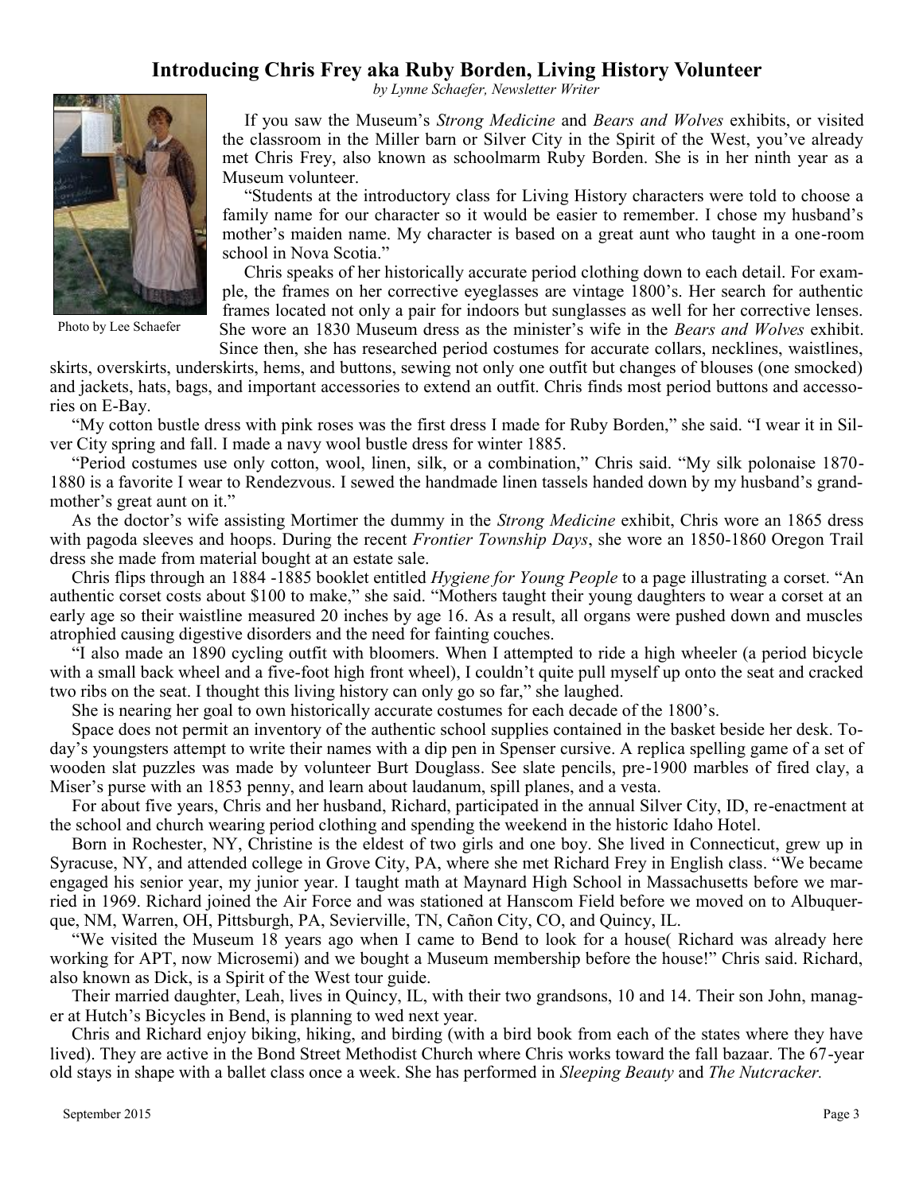## Introducing Chris Frey aka Ruby Borden, Living History Volunteer

*by Lynne Schaefer, Newsletter Writer*

Photo by Lee Schaefer

If you saw the Museum's *Strong Medicine* and *Bears and Wolves* exhibits, or visited the classroom in the Miller barn or Silver City in the Spirit of the West, you've already met Chris Frey, also known as schoolmarm Ruby Borden. She is in her ninth year as a Museum volunteer.

"Students at the introductory class for Living History characters were told to choose a family name for our character so it would be easier to remember. I chose my husband's mother's maiden name. My character is based on a great aunt who taught in a one-room school in Nova Scotia."

Chris speaks of her historically accurate period clothing down to each detail. For example, the frames on her corrective eyeglasses are vintage 1800's. Her search for authentic frames located not only a pair for indoors but sunglasses as well for her corrective lenses. She wore an 1830 Museum dress as the minister's wife in the *Bears and Wolves* exhibit. Since then, she has researched period costumes for accurate collars, necklines, waistlines, skirts, overskirts, underskirts, hems, and buttons, sewing not only one outfit but changes of blouses (one smocked) and jackets, hats, bags, and important accessories to extend an outfit. Chris finds most period buttons and accessories on E-Bay.

"My cotton bustle dress with pink roses was the first dress I made for Ruby Borden," she said. "I wear it in Silver City spring and fall. I made a navy wool bustle dress for winter 1885.

"Period costumes use only cotton, wool, linen, silk, or a combination," Chris said. "My silk polonaise 1870-1880 is a favorite I wear to Rendezvous. I sewed the handmade linen tassels handed down by my husband's grandmother's great aunt on it."

As the doctor's wife assisting Mortimer the dummy in the *Strong Medicine* exhibit, Chris wore an 1865 dress with pagoda sleeves and hoops. During the recent *Frontier Township Days*, she wore an 1850-1860 Oregon Trail dress she made from material bought at an estate sale.

Chris flips through an 1884 -1885 booklet entitled *Hygiene for Young People* to a page illustrating a corset. "An authentic corset costs about $100 to make," she said. "Mothers taught their young daughters to wear a corset at an early age so their waistline measured 20 inches by age 16. As a result, all organs were pushed down and muscles atrophied causing digestive disorders and the need for fainting couches.

"I also made an 1890 cycling outfit with bloomers. When I attempted to ride a high wheeler (a period bicycle with a small back wheel and a five-foot high front wheel), I couldn't quite pull myself up onto the seat and cracked two ribs on the seat. I thought this living history can only go so far," she laughed.

She is nearing her goal to own historically accurate costumes for each decade of the 1800's.

Space does not permit an inventory of the authentic school supplies contained in the basket beside her desk. Today's youngsters attempt to write their names with a dip pen in Spenser cursive. A replica spelling game of a set of wooden slat puzzles was made by volunteer Burt Douglass. See slate pencils, pre-1900 marbles of fired clay, a Miser's purse with an 1853 penny, and learn about laudanum, spill planes, and a vesta.

For about five years, Chris and her husband, Richard, participated in the annual Silver City, ID, re-enactment at the school and church wearing period clothing and spending the weekend in the historic Idaho Hotel.

Born in Rochester, NY, Christine is the eldest of two girls and one boy. She lived in Connecticut, grew up in Syracuse, NY, and attended college in Grove City, PA, where she met Richard Frey in English class. "We became engaged his senior year, my junior year. I taught math at Maynard High School in Massachusetts before we married in 1969. Richard joined the Air Force and was stationed at Hanscom Field before we moved on to Albuquerque, NM, Warren, OH, Pittsburgh, PA, Sevierville, TN, Cañon City, CO, and Quincy, IL.

"We visited the Museum 18 years ago when I came to Bend to look for a house( Richard was already here working for APT, now Microsemi) and we bought a Museum membership before the house!" Chris said. Richard, also known as Dick, is a Spirit of the West tour guide.

Their married daughter, Leah, lives in Quincy, IL, with their two grandsons, 10 and 14. Their son John, manager at Hutch's Bicycles in Bend, is planning to wed next year.

Chris and Richard enjoy biking, hiking, and birding (with a bird book from each of the states where they have lived). They are active in the Bond Street Methodist Church where Chris works toward the fall bazaar. The 67-year old stays in shape with a ballet class once a week. She has performed in *Sleeping Beauty* and *The Nutcracker.*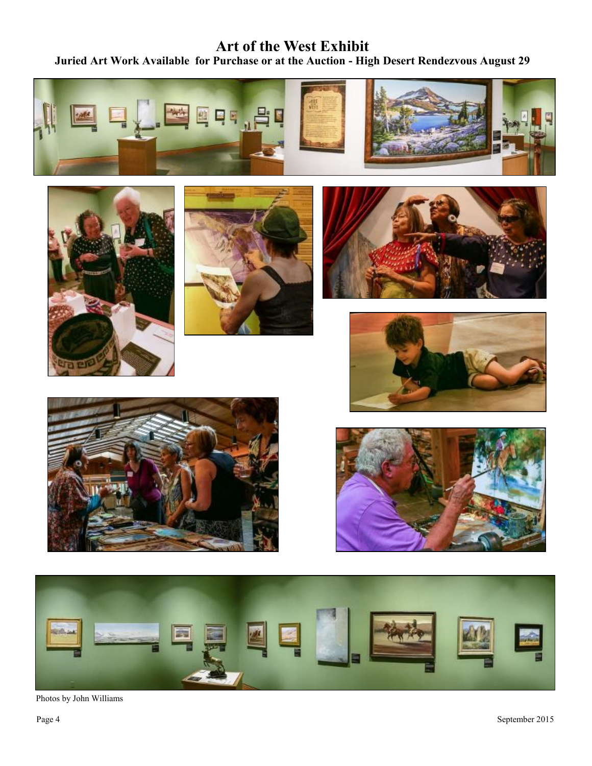# Art of the West Exhibit

### Juried Art Work Available for Purchase or at the Auction - High Desert Rendezvous August 29

Photos by John Williams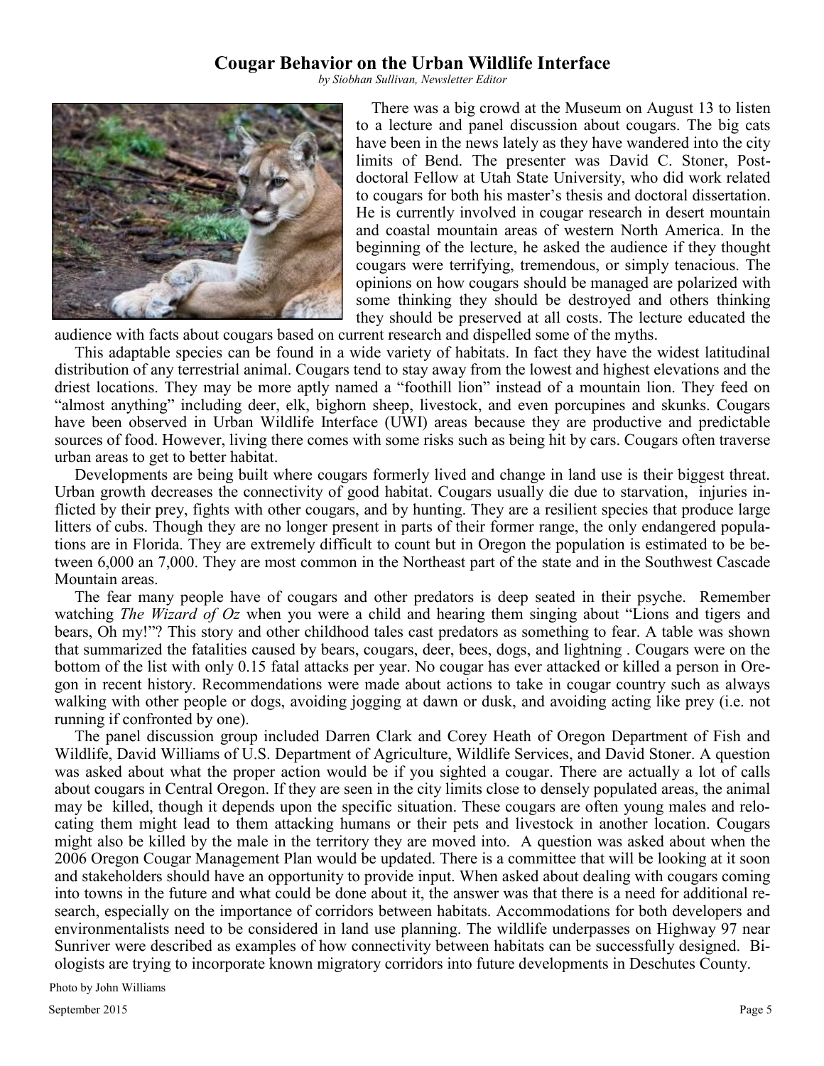# Cougar Behavior on the Urban Wildlife Interface

*by Siobhan Sullivan, Newsletter Editor*

There was a big crowd at the Museum on August 13 to listen to a lecture and panel discussion about cougars. The big cats have been in the news lately as they have wandered into the city limits of Bend. The presenter was David C. Stoner, Post-doctoral Fellow at Utah State University, who did work related to cougars for both his master's thesis and doctoral dissertation. He is currently involved in cougar research in desert mountain and coastal mountain areas of western North America. In the beginning of the lecture, he asked the audience if they thought cougars were terrifying, tremendous, or simply tenacious. The opinions on how cougars should be managed are polarized with some thinking they should be destroyed and others thinking they should be preserved at all costs. The lecture educated the audience with facts about cougars based on current research and dispelled some of the myths.

This adaptable species can be found in a wide variety of habitats. In fact they have the widest latitudinal distribution of any terrestrial animal. Cougars tend to stay away from the lowest and highest elevations and the driest locations. They may be more aptly named a "foothill lion" instead of a mountain lion. They feed on "almost anything" including deer, elk, bighorn sheep, livestock, and even porcupines and skunks. Cougars have been observed in Urban Wildlife Interface (UWI) areas because they are productive and predictable sources of food. However, living there comes with some risks such as being hit by cars. Cougars often traverse urban areas to get to better habitat.

Developments are being built where cougars formerly lived and change in land use is their biggest threat. Urban growth decreases the connectivity of good habitat. Cougars usually die due to starvation, injuries inflicted by their prey, fights with other cougars, and by hunting. They are a resilient species that produce large litters of cubs. Though they are no longer present in parts of their former range, the only endangered populations are in Florida. They are extremely difficult to count but in Oregon the population is estimated to be between 6,000 an 7,000. They are most common in the Northeast part of the state and in the Southwest Cascade Mountain areas.

The fear many people have of cougars and other predators is deep seated in their psyche. Remember watching *The Wizard of Oz* when you were a child and hearing them singing about "Lions and tigers and bears, Oh my!"? This story and other childhood tales cast predators as something to fear. A table was shown that summarized the fatalities caused by bears, cougars, deer, bees, dogs, and lightning . Cougars were on the bottom of the list with only 0.15 fatal attacks per year. No cougar has ever attacked or killed a person in Oregon in recent history. Recommendations were made about actions to take in cougar country such as always walking with other people or dogs, avoiding jogging at dawn or dusk, and avoiding acting like prey (i.e. not running if confronted by one).

The panel discussion group included Darren Clark and Corey Heath of Oregon Department of Fish and Wildlife, David Williams of U.S. Department of Agriculture, Wildlife Services, and David Stoner. A question was asked about what the proper action would be if you sighted a cougar. There are actually a lot of calls about cougars in Central Oregon. If they are seen in the city limits close to densely populated areas, the animal may be killed, though it depends upon the specific situation. These cougars are often young males and relocating them might lead to them attacking humans or their pets and livestock in another location. Cougars might also be killed by the male in the territory they are moved into. A question was asked about when the 2006 Oregon Cougar Management Plan would be updated. There is a committee that will be looking at it soon and stakeholders should have an opportunity to provide input. When asked about dealing with cougars coming into towns in the future and what could be done about it, the answer was that there is a need for additional research, especially on the importance of corridors between habitats. Accommodations for both developers and environmentalists need to be considered in land use planning. The wildlife underpasses on Highway 97 near Sunriver were described as examples of how connectivity between habitats can be successfully designed. Biologists are trying to incorporate known migratory corridors into future developments in Deschutes County.

Photo by John Williams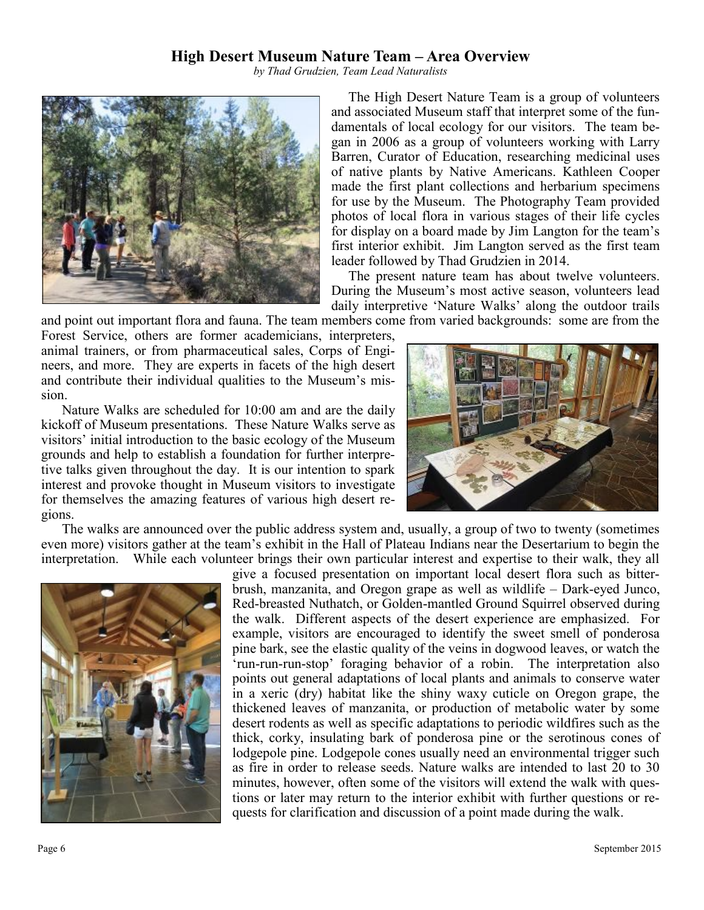## High Desert Museum Nature Team – Area Overview

*by Thad Grudzien, Team Lead Naturalists*

The High Desert Nature Team is a group of volunteers and associated Museum staff that interpret some of the fundamentals of local ecology for our visitors. The team began in 2006 as a group of volunteers working with Larry Barren, Curator of Education, researching medicinal uses of native plants by Native Americans. Kathleen Cooper made the first plant collections and herbarium specimens for use by the Museum. The Photography Team provided photos of local flora in various stages of their life cycles for display on a board made by Jim Langton for the team's first interior exhibit. Jim Langton served as the first team leader followed by Thad Grudzien in 2014.

The present nature team has about twelve volunteers. During the Museum's most active season, volunteers lead daily interpretive 'Nature Walks' along the outdoor trails and point out important flora and fauna. The team members come from varied backgrounds: some are from the Forest Service, others are former academicians, interpreters, animal trainers, or from pharmaceutical sales, Corps of Engineers, and more. They are experts in facets of the high desert and contribute their individual qualities to the Museum's mission.

Nature Walks are scheduled for 10:00 am and are the daily kickoff of Museum presentations. These Nature Walks serve as visitors' initial introduction to the basic ecology of the Museum grounds and help to establish a foundation for further interpretive talks given throughout the day. It is our intention to spark interest and provoke thought in Museum visitors to investigate for themselves the amazing features of various high desert regions.

The walks are announced over the public address system and, usually, a group of two to twenty (sometimes even more) visitors gather at the team's exhibit in the Hall of Plateau Indians near the Desertarium to begin the interpretation. While each volunteer brings their own particular interest and expertise to their walk, they all give a focused presentation on important local desert flora such as bitterbrush, manzanita, and Oregon grape as well as wildlife – Dark-eyed Junco, Red-breasted Nuthatch, or Golden-mantled Ground Squirrel observed during the walk. Different aspects of the desert experience are emphasized. For example, visitors are encouraged to identify the sweet smell of ponderosa pine bark, see the elastic quality of the veins in dogwood leaves, or watch the 'run-run-run-stop' foraging behavior of a robin. The interpretation also points out general adaptations of local plants and animals to conserve water in a xeric (dry) habitat like the shiny waxy cuticle on Oregon grape, the thickened leaves of manzanita, or production of metabolic water by some desert rodents as well as specific adaptations to periodic wildfires such as the thick, corky, insulating bark of ponderosa pine or the serotinous cones of lodgepole pine. Lodgepole cones usually need an environmental trigger such as fire in order to release seeds. Nature walks are intended to last 20 to 30 minutes, however, often some of the visitors will extend the walk with questions or later may return to the interior exhibit with further questions or requests for clarification and discussion of a point made during the walk.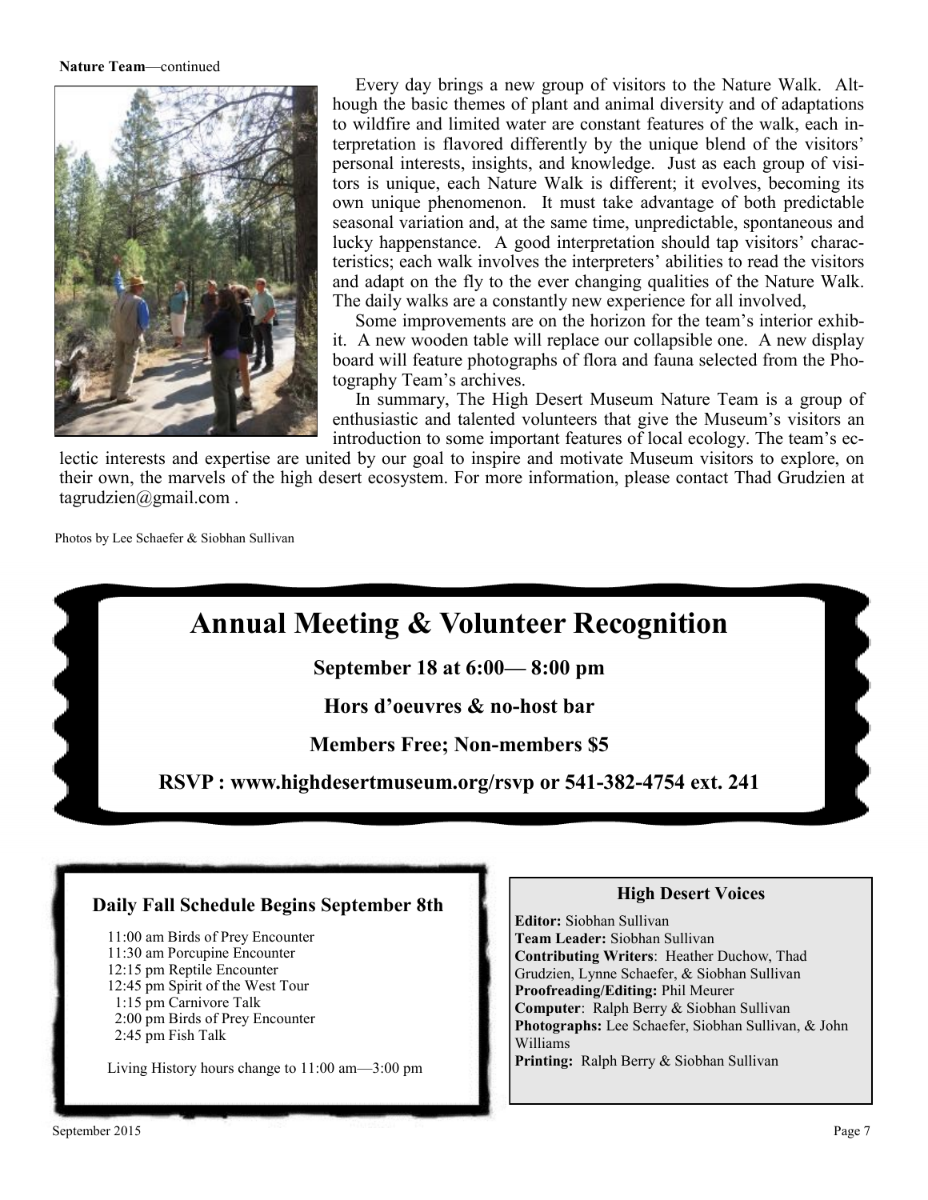**Nature Team**—continued

Every day brings a new group of visitors to the Nature Walk. Although the basic themes of plant and animal diversity and of adaptations to wildfire and limited water are constant features of the walk, each interpretation is flavored differently by the unique blend of the visitors' personal interests, insights, and knowledge. Just as each group of visitors is unique, each Nature Walk is different; it evolves, becoming its own unique phenomenon. It must take advantage of both predictable seasonal variation and, at the same time, unpredictable, spontaneous and lucky happenstance. A good interpretation should tap visitors' characteristics; each walk involves the interpreters' abilities to read the visitors and adapt on the fly to the ever changing qualities of the Nature Walk. The daily walks are a constantly new experience for all involved,

Some improvements are on the horizon for the team's interior exhibit. A new wooden table will replace our collapsible one. A new display board will feature photographs of flora and fauna selected from the Photography Team's archives.

In summary, The High Desert Museum Nature Team is a group of enthusiastic and talented volunteers that give the Museum's visitors an introduction to some important features of local ecology. The team's eclectic interests and expertise are united by our goal to inspire and motivate Museum visitors to explore, on their own, the marvels of the high desert ecosystem. For more information, please contact Thad Grudzien at tagrudzien@gmail.com .

Photos by Lee Schaefer & Siobhan Sullivan

# Annual Meeting & Volunteer Recognition

**September 18 at 6:00— 8:00 pm**

**Hors d'oeuvres & no-host bar**

**Members Free; Non-members $5**

**RSVP : www.highdesertmuseum.org/rsvp or 541-382-4754 ext. 241**

### Daily Fall Schedule Begins September 8th

11:00 am Birds of Prey Encounter
11:30 am Porcupine Encounter
12:15 pm Reptile Encounter
12:45 pm Spirit of the West Tour
1:15 pm Carnivore Talk
2:00 pm Birds of Prey Encounter
2:45 pm Fish Talk

Living History hours change to 11:00 am—3:00 pm

### High Desert Voices

**Editor:** Siobhan Sullivan
**Team Leader:** Siobhan Sullivan
**Contributing Writers**: Heather Duchow, Thad Grudzien, Lynne Schaefer, & Siobhan Sullivan
**Proofreading/Editing:** Phil Meurer
**Computer**: Ralph Berry & Siobhan Sullivan
**Photographs:** Lee Schaefer, Siobhan Sullivan, & John Williams
**Printing:** Ralph Berry & Siobhan Sullivan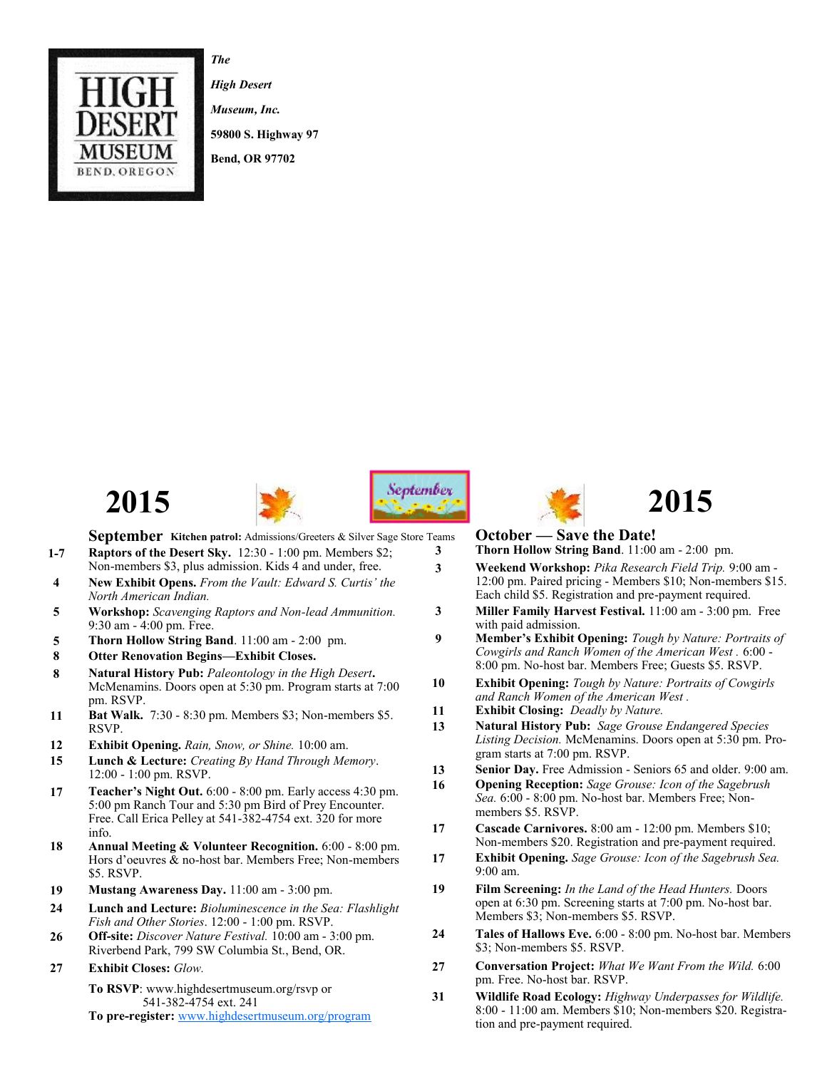*The*

*High Desert*

*Museum, Inc.*

**59800 S. Highway 97**

**Bend, OR 97702**

# 2015

## September

**Kitchen patrol:** Admissions/Greeters & Silver Sage Store Teams

**1-7** **Raptors of the Desert Sky.** 12:30 - 1:00 pm. Members $2; Non-members $3, plus admission. Kids 4 and under, free.

**4** **New Exhibit Opens.** *From the Vault: Edward S. Curtis' the North American Indian.*

**5** **Workshop:** *Scavenging Raptors and Non-lead Ammunition.* 9:30 am - 4:00 pm. Free.

**5** **Thorn Hollow String Band**. 11:00 am - 2:00 pm.

**8** **Otter Renovation Begins—Exhibit Closes.**

**8** **Natural History Pub:** *Paleontology in the High Desert***.** McMenamins. Doors open at 5:30 pm. Program starts at 7:00 pm. RSVP.

**11** **Bat Walk.** 7:30 - 8:30 pm. Members $3; Non-members $5. RSVP.

**12** **Exhibit Opening.** *Rain, Snow, or Shine.* 10:00 am.

**15** **Lunch & Lecture:** *Creating By Hand Through Memory*. 12:00 - 1:00 pm. RSVP.

**17** **Teacher's Night Out.** 6:00 - 8:00 pm. Early access 4:30 pm. 5:00 pm Ranch Tour and 5:30 pm Bird of Prey Encounter. Free. Call Erica Pelley at 541-382-4754 ext. 320 for more info.

**18** **Annual Meeting & Volunteer Recognition.** 6:00 - 8:00 pm. Hors d'oeuvres & no-host bar. Members Free; Non-members $5. RSVP.

**19** **Mustang Awareness Day.** 11:00 am - 3:00 pm.

**24** **Lunch and Lecture:** *Bioluminescence in the Sea: Flashlight Fish and Other Stories*. 12:00 - 1:00 pm. RSVP.

**26** **Off-site:** *Discover Nature Festival.* 10:00 am - 3:00 pm. Riverbend Park, 799 SW Columbia St., Bend, OR.

**27** **Exhibit Closes:** *Glow.*

**To RSVP**: www.highdesertmuseum.org/rsvp or 541-382-4754 ext. 241

**To pre-register:** www.highdesertmuseum.org/program

# 2015

## October — Save the Date!

**3** **Thorn Hollow String Band**. 11:00 am - 2:00 pm.

**3** **Weekend Workshop:** *Pika Research Field Trip.* 9:00 am - 12:00 pm. Paired pricing - Members $10; Non-members $15. Each child $5. Registration and pre-payment required.

**3** **Miller Family Harvest Festival.** 11:00 am - 3:00 pm. Free with paid admission.

**9** **Member's Exhibit Opening:** *Tough by Nature: Portraits of Cowgirls and Ranch Women of the American West .* 6:00 - 8:00 pm. No-host bar. Members Free; Guests $5. RSVP.

**10** **Exhibit Opening:** *Tough by Nature: Portraits of Cowgirls and Ranch Women of the American West .*

**11** **Exhibit Closing:** *Deadly by Nature.*

**13** **Natural History Pub:** *Sage Grouse Endangered Species Listing Decision.* McMenamins. Doors open at 5:30 pm. Program starts at 7:00 pm. RSVP.

**13** **Senior Day.** Free Admission - Seniors 65 and older. 9:00 am.

**16** **Opening Reception:** *Sage Grouse: Icon of the Sagebrush Sea.* 6:00 - 8:00 pm. No-host bar. Members Free; Non-members $5. RSVP.

**17** **Cascade Carnivores.** 8:00 am - 12:00 pm. Members $10; Non-members $20. Registration and pre-payment required.

**17** **Exhibit Opening.** *Sage Grouse: Icon of the Sagebrush Sea.* 9:00 am.

**19** **Film Screening:** *In the Land of the Head Hunters.* Doors open at 6:30 pm. Screening starts at 7:00 pm. No-host bar. Members $3; Non-members $5. RSVP.

**24** **Tales of Hallows Eve.** 6:00 - 8:00 pm. No-host bar. Members $3; Non-members $5. RSVP.

**27** **Conversation Project:** *What We Want From the Wild.* 6:00 pm. Free. No-host bar. RSVP.

**31** **Wildlife Road Ecology:** *Highway Underpasses for Wildlife.* 8:00 - 11:00 am. Members $10; Non-members $20. Registration and pre-payment required.